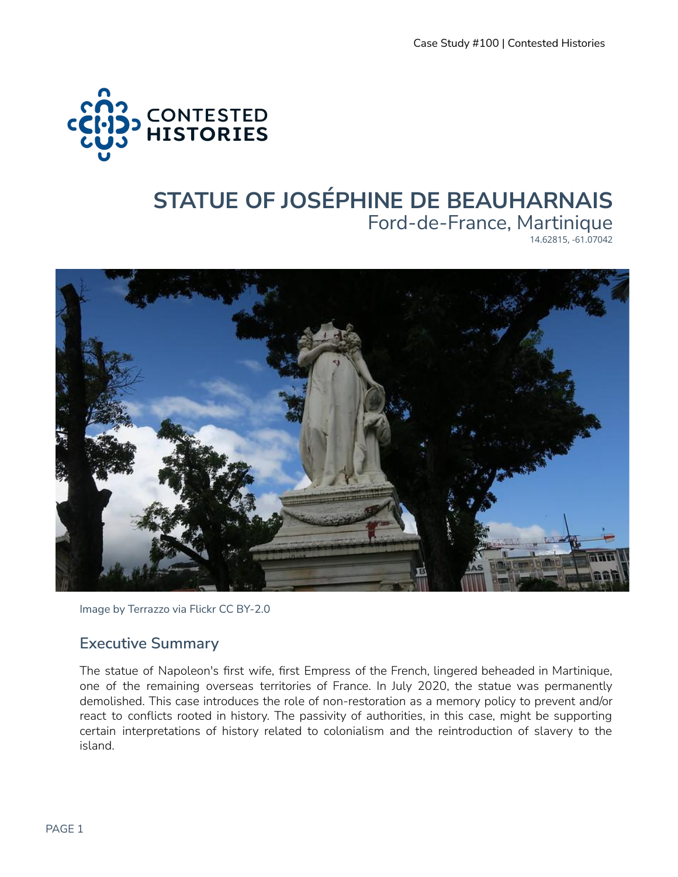# STATUE OF JOSÉPHINE DE BEAUHARNAIS

Ford-de-France, Martinique

14.62815, -61.07042

Image by Terrazzo via Flickr CC BY-2.0

## Executive Summary

The statue of Napoleon's first wife, first Empress of the French, lingered beheaded in Martinique, one of the remaining overseas territories of France. In July 2020, the statue was permanently demolished. This case introduces the role of non-restoration as a memory policy to prevent and/or react to conflicts rooted in history. The passivity of authorities, in this case, might be supporting certain interpretations of history related to colonialism and the reintroduction of slavery to the island.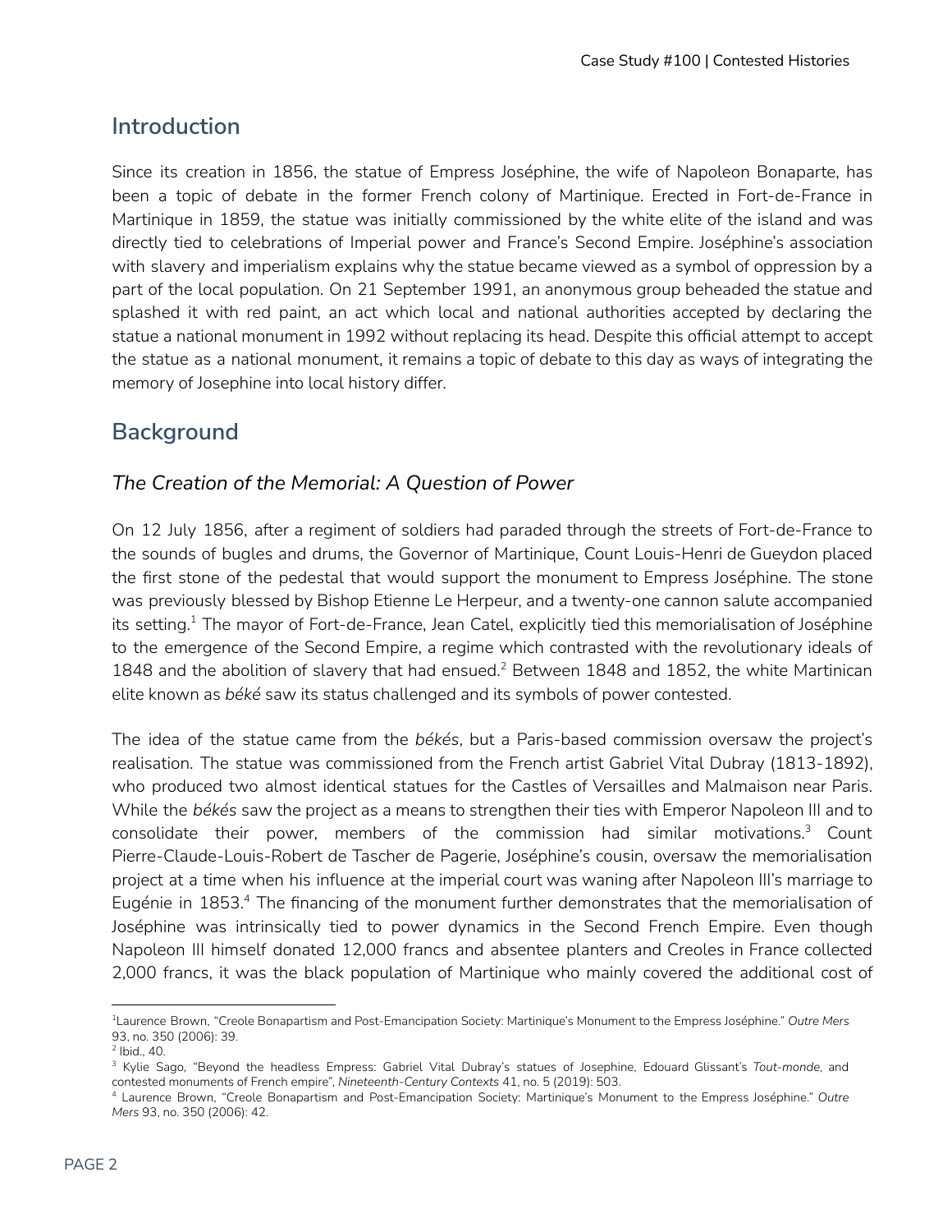## Introduction

Since its creation in 1856, the statue of Empress Joséphine, the wife of Napoleon Bonaparte, has been a topic of debate in the former French colony of Martinique. Erected in Fort-de-France in Martinique in 1859, the statue was initially commissioned by the white elite of the island and was directly tied to celebrations of Imperial power and France's Second Empire. Joséphine's association with slavery and imperialism explains why the statue became viewed as a symbol of oppression by a part of the local population. On 21 September 1991, an anonymous group beheaded the statue and splashed it with red paint, an act which local and national authorities accepted by declaring the statue a national monument in 1992 without replacing its head. Despite this official attempt to accept the statue as a national monument, it remains a topic of debate to this day as ways of integrating the memory of Josephine into local history differ.

## Background

### *The Creation of the Memorial: A Question of Power*

On 12 July 1856, after a regiment of soldiers had paraded through the streets of Fort-de-France to the sounds of bugles and drums, the Governor of Martinique, Count Louis-Henri de Gueydon placed the first stone of the pedestal that would support the monument to Empress Joséphine. The stone was previously blessed by Bishop Etienne Le Herpeur, and a twenty-one cannon salute accompanied its setting.[1] The mayor of Fort-de-France, Jean Catel, explicitly tied this memorialisation of Joséphine to the emergence of the Second Empire, a regime which contrasted with the revolutionary ideals of 1848 and the abolition of slavery that had ensued.[2] Between 1848 and 1852, the white Martinican elite known as *béké* saw its status challenged and its symbols of power contested.

The idea of the statue came from the *békés*, but a Paris-based commission oversaw the project's realisation. The statue was commissioned from the French artist Gabriel Vital Dubray (1813-1892), who produced two almost identical statues for the Castles of Versailles and Malmaison near Paris. While the *békés* saw the project as a means to strengthen their ties with Emperor Napoleon III and to consolidate their power, members of the commission had similar motivations.[3] Count Pierre-Claude-Louis-Robert de Tascher de Pagerie, Joséphine's cousin, oversaw the memorialisation project at a time when his influence at the imperial court was waning after Napoleon III's marriage to Eugénie in 1853.[4] The financing of the monument further demonstrates that the memorialisation of Joséphine was intrinsically tied to power dynamics in the Second French Empire. Even though Napoleon III himself donated 12,000 francs and absentee planters and Creoles in France collected 2,000 francs, it was the black population of Martinique who mainly covered the additional cost of

---

[1] Laurence Brown, "Creole Bonapartism and Post-Emancipation Society: Martinique's Monument to the Empress Joséphine." *Outre Mers* 93, no. 350 (2006): 39.

[2] Ibid., 40.

[3] Kylie Sago, "Beyond the headless Empress: Gabriel Vital Dubray's statues of Josephine, Edouard Glissant's *Tout-monde*, and contested monuments of French empire", *Nineteenth-Century Contexts* 41, no. 5 (2019): 503.

[4] Laurence Brown, "Creole Bonapartism and Post-Emancipation Society: Martinique's Monument to the Empress Joséphine." *Outre Mers* 93, no. 350 (2006): 42.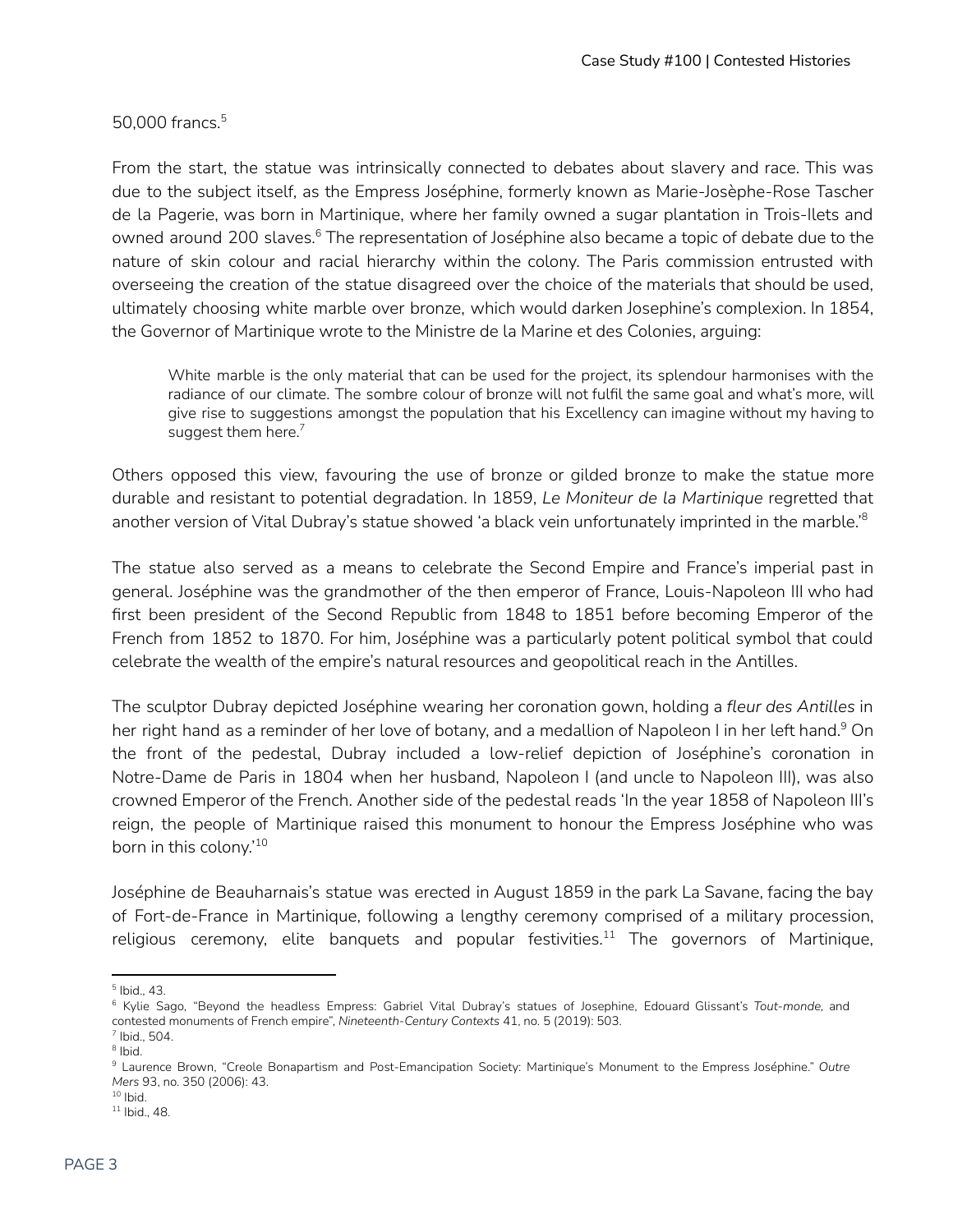50,000 francs.[5]

From the start, the statue was intrinsically connected to debates about slavery and race. This was due to the subject itself, as the Empress Joséphine, formerly known as Marie-Josèphe-Rose Tascher de la Pagerie, was born in Martinique, where her family owned a sugar plantation in Trois-Ilets and owned around 200 slaves.[6] The representation of Joséphine also became a topic of debate due to the nature of skin colour and racial hierarchy within the colony. The Paris commission entrusted with overseeing the creation of the statue disagreed over the choice of the materials that should be used, ultimately choosing white marble over bronze, which would darken Josephine's complexion. In 1854, the Governor of Martinique wrote to the Ministre de la Marine et des Colonies, arguing:

> White marble is the only material that can be used for the project, its splendour harmonises with the radiance of our climate. The sombre colour of bronze will not fulfil the same goal and what's more, will give rise to suggestions amongst the population that his Excellency can imagine without my having to suggest them here.[7]

Others opposed this view, favouring the use of bronze or gilded bronze to make the statue more durable and resistant to potential degradation. In 1859, *Le Moniteur de la Martinique* regretted that another version of Vital Dubray's statue showed 'a black vein unfortunately imprinted in the marble.'[8]

The statue also served as a means to celebrate the Second Empire and France's imperial past in general. Joséphine was the grandmother of the then emperor of France, Louis-Napoleon III who had first been president of the Second Republic from 1848 to 1851 before becoming Emperor of the French from 1852 to 1870. For him, Joséphine was a particularly potent political symbol that could celebrate the wealth of the empire's natural resources and geopolitical reach in the Antilles.

The sculptor Dubray depicted Joséphine wearing her coronation gown, holding a *fleur des Antilles* in her right hand as a reminder of her love of botany, and a medallion of Napoleon I in her left hand.[9] On the front of the pedestal, Dubray included a low-relief depiction of Joséphine's coronation in Notre-Dame de Paris in 1804 when her husband, Napoleon I (and uncle to Napoleon III), was also crowned Emperor of the French. Another side of the pedestal reads 'In the year 1858 of Napoleon III's reign, the people of Martinique raised this monument to honour the Empress Joséphine who was born in this colony.'[10]

Joséphine de Beauharnais's statue was erected in August 1859 in the park La Savane, facing the bay of Fort-de-France in Martinique, following a lengthy ceremony comprised of a military procession, religious ceremony, elite banquets and popular festivities.[11] The governors of Martinique,

---

[5] Ibid., 43.

[6] Kylie Sago, "Beyond the headless Empress: Gabriel Vital Dubray's statues of Josephine, Edouard Glissant's *Tout-monde*, and contested monuments of French empire", *Nineteenth-Century Contexts* 41, no. 5 (2019): 503.

[7] Ibid., 504.

[8] Ibid.

[9] Laurence Brown, "Creole Bonapartism and Post-Emancipation Society: Martinique's Monument to the Empress Joséphine." *Outre Mers* 93, no. 350 (2006): 43.

[10] Ibid.

[11] Ibid., 48.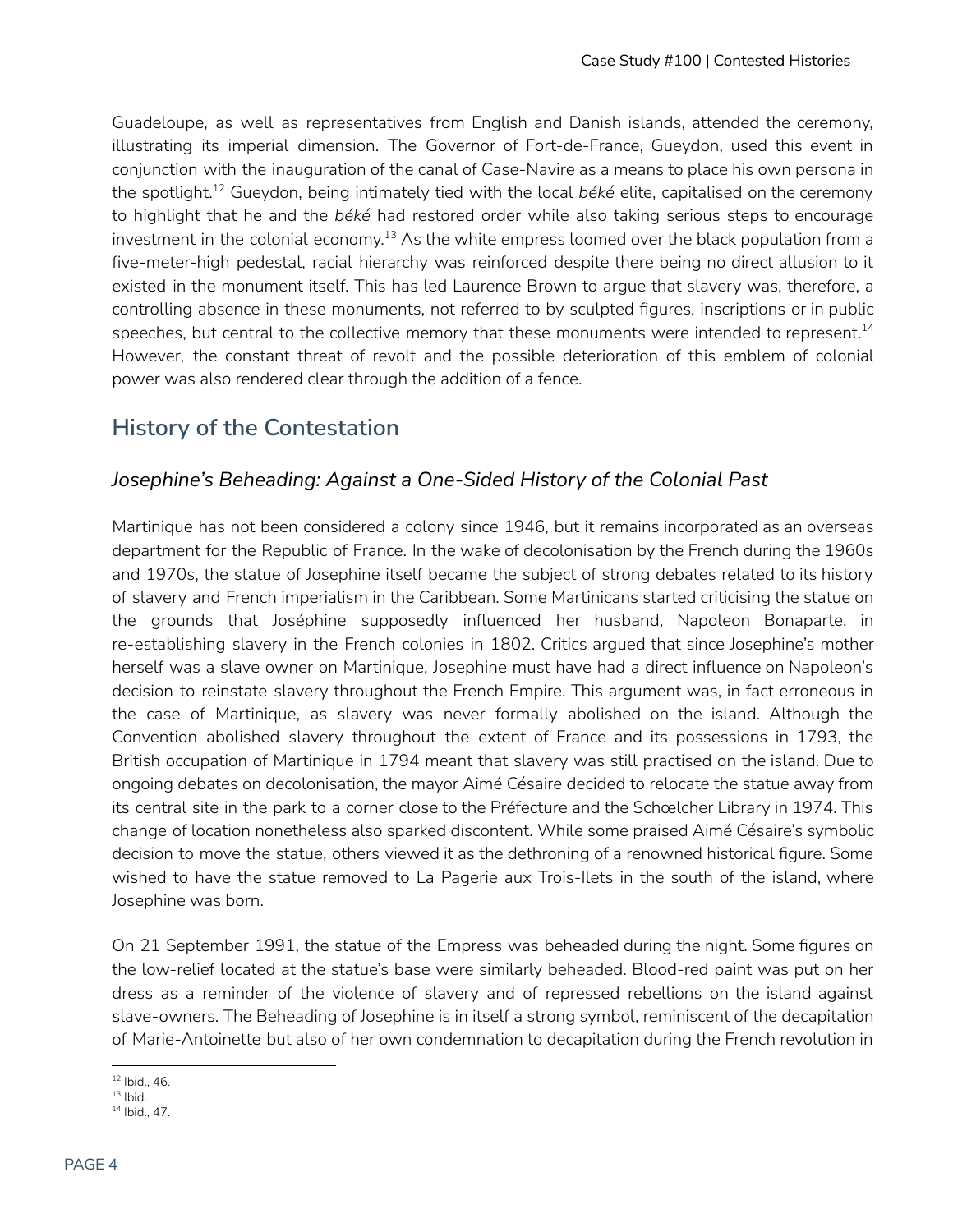Guadeloupe, as well as representatives from English and Danish islands, attended the ceremony, illustrating its imperial dimension. The Governor of Fort-de-France, Gueydon, used this event in conjunction with the inauguration of the canal of Case-Navire as a means to place his own persona in the spotlight.[12] Gueydon, being intimately tied with the local *béké* elite, capitalised on the ceremony to highlight that he and the *béké* had restored order while also taking serious steps to encourage investment in the colonial economy.[13] As the white empress loomed over the black population from a five-meter-high pedestal, racial hierarchy was reinforced despite there being no direct allusion to it existed in the monument itself. This has led Laurence Brown to argue that slavery was, therefore, a controlling absence in these monuments, not referred to by sculpted figures, inscriptions or in public speeches, but central to the collective memory that these monuments were intended to represent.[14] However, the constant threat of revolt and the possible deterioration of this emblem of colonial power was also rendered clear through the addition of a fence.

## History of the Contestation

### *Josephine's Beheading: Against a One-Sided History of the Colonial Past*

Martinique has not been considered a colony since 1946, but it remains incorporated as an overseas department for the Republic of France. In the wake of decolonisation by the French during the 1960s and 1970s, the statue of Josephine itself became the subject of strong debates related to its history of slavery and French imperialism in the Caribbean. Some Martinicans started criticising the statue on the grounds that Joséphine supposedly influenced her husband, Napoleon Bonaparte, in re-establishing slavery in the French colonies in 1802. Critics argued that since Josephine's mother herself was a slave owner on Martinique, Josephine must have had a direct influence on Napoleon's decision to reinstate slavery throughout the French Empire. This argument was, in fact erroneous in the case of Martinique, as slavery was never formally abolished on the island. Although the Convention abolished slavery throughout the extent of France and its possessions in 1793, the British occupation of Martinique in 1794 meant that slavery was still practised on the island. Due to ongoing debates on decolonisation, the mayor Aimé Césaire decided to relocate the statue away from its central site in the park to a corner close to the Préfecture and the Schœlcher Library in 1974. This change of location nonetheless also sparked discontent. While some praised Aimé Césaire's symbolic decision to move the statue, others viewed it as the dethroning of a renowned historical figure. Some wished to have the statue removed to La Pagerie aux Trois-Ilets in the south of the island, where Josephine was born.

On 21 September 1991, the statue of the Empress was beheaded during the night. Some figures on the low-relief located at the statue's base were similarly beheaded. Blood-red paint was put on her dress as a reminder of the violence of slavery and of repressed rebellions on the island against slave-owners. The Beheading of Josephine is in itself a strong symbol, reminiscent of the decapitation of Marie-Antoinette but also of her own condemnation to decapitation during the French revolution in

---

[12] Ibid., 46.
[13] Ibid.
[14] Ibid., 47.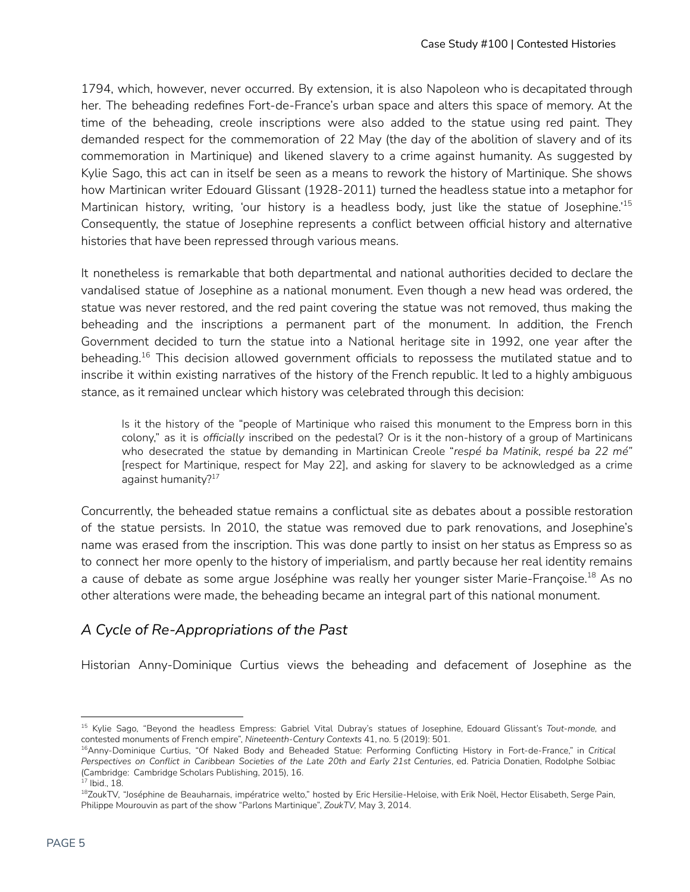1794, which, however, never occurred. By extension, it is also Napoleon who is decapitated through her. The beheading redefines Fort-de-France's urban space and alters this space of memory. At the time of the beheading, creole inscriptions were also added to the statue using red paint. They demanded respect for the commemoration of 22 May (the day of the abolition of slavery and of its commemoration in Martinique) and likened slavery to a crime against humanity. As suggested by Kylie Sago, this act can in itself be seen as a means to rework the history of Martinique. She shows how Martinican writer Edouard Glissant (1928-2011) turned the headless statue into a metaphor for Martinican history, writing, 'our history is a headless body, just like the statue of Josephine.'[15] Consequently, the statue of Josephine represents a conflict between official history and alternative histories that have been repressed through various means.

It nonetheless is remarkable that both departmental and national authorities decided to declare the vandalised statue of Josephine as a national monument. Even though a new head was ordered, the statue was never restored, and the red paint covering the statue was not removed, thus making the beheading and the inscriptions a permanent part of the monument. In addition, the French Government decided to turn the statue into a National heritage site in 1992, one year after the beheading.[16] This decision allowed government officials to repossess the mutilated statue and to inscribe it within existing narratives of the history of the French republic. It led to a highly ambiguous stance, as it remained unclear which history was celebrated through this decision:

> Is it the history of the "people of Martinique who raised this monument to the Empress born in this colony," as it is *officially* inscribed on the pedestal? Or is it the non-history of a group of Martinicans who desecrated the statue by demanding in Martinican Creole "*respé ba Matinik, respé ba 22 mé*" [respect for Martinique, respect for May 22], and asking for slavery to be acknowledged as a crime against humanity?[17]

Concurrently, the beheaded statue remains a conflictual site as debates about a possible restoration of the statue persists. In 2010, the statue was removed due to park renovations, and Josephine's name was erased from the inscription. This was done partly to insist on her status as Empress so as to connect her more openly to the history of imperialism, and partly because her real identity remains a cause of debate as some argue Joséphine was really her younger sister Marie-Françoise.[18] As no other alterations were made, the beheading became an integral part of this national monument.

## *A Cycle of Re-Appropriations of the Past*

Historian Anny-Dominique Curtius views the beheading and defacement of Josephine as the

---

[15] Kylie Sago, "Beyond the headless Empress: Gabriel Vital Dubray's statues of Josephine, Edouard Glissant's *Tout-monde*, and contested monuments of French empire", *Nineteenth-Century Contexts* 41, no. 5 (2019): 501.

[16] Anny-Dominique Curtius, "Of Naked Body and Beheaded Statue: Performing Conflicting History in Fort-de-France," in *Critical Perspectives on Conflict in Caribbean Societies of the Late 20th and Early 21st Centuries*, ed. Patricia Donatien, Rodolphe Solbiac (Cambridge: Cambridge Scholars Publishing, 2015), 16.

[17] Ibid., 18.

[18] ZoukTV, "Joséphine de Beauharnais, impératrice welto," hosted by Eric Hersilie-Heloise, with Erik Noël, Hector Elisabeth, Serge Pain, Philippe Mourouvin as part of the show "Parlons Martinique", *ZoukTV*, May 3, 2014.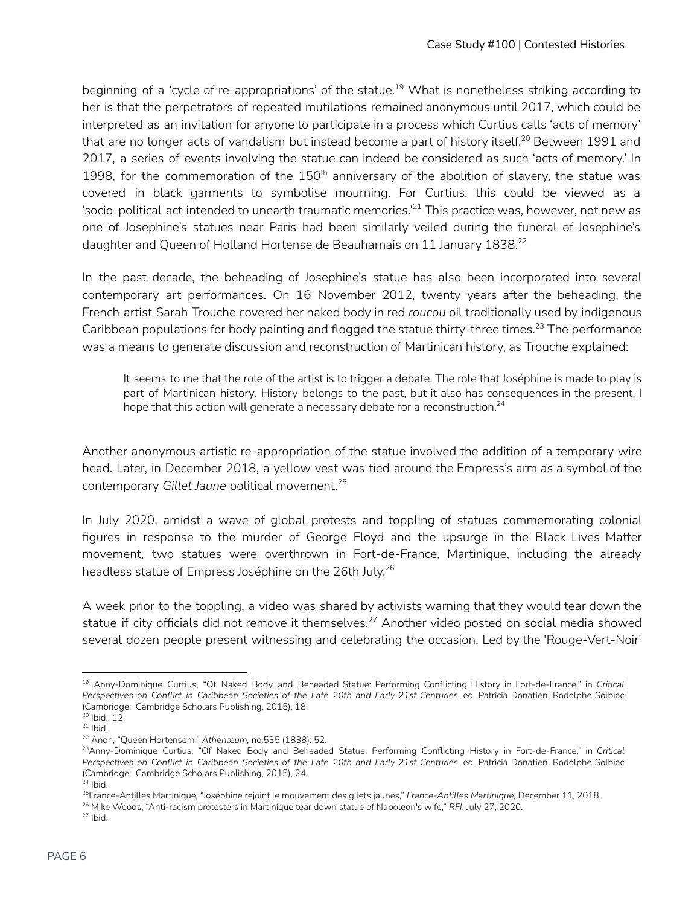beginning of a 'cycle of re-appropriations' of the statue.[19] What is nonetheless striking according to her is that the perpetrators of repeated mutilations remained anonymous until 2017, which could be interpreted as an invitation for anyone to participate in a process which Curtius calls 'acts of memory' that are no longer acts of vandalism but instead become a part of history itself.[20] Between 1991 and 2017, a series of events involving the statue can indeed be considered as such 'acts of memory.' In 1998, for the commemoration of the 150th anniversary of the abolition of slavery, the statue was covered in black garments to symbolise mourning. For Curtius, this could be viewed as a 'socio-political act intended to unearth traumatic memories.'[21] This practice was, however, not new as one of Josephine's statues near Paris had been similarly veiled during the funeral of Josephine's daughter and Queen of Holland Hortense de Beauharnais on 11 January 1838.[22]

In the past decade, the beheading of Josephine's statue has also been incorporated into several contemporary art performances. On 16 November 2012, twenty years after the beheading, the French artist Sarah Trouche covered her naked body in red *roucou* oil traditionally used by indigenous Caribbean populations for body painting and flogged the statue thirty-three times.[23] The performance was a means to generate discussion and reconstruction of Martinican history, as Trouche explained:

> It seems to me that the role of the artist is to trigger a debate. The role that Joséphine is made to play is part of Martinican history. History belongs to the past, but it also has consequences in the present. I hope that this action will generate a necessary debate for a reconstruction.[24]

Another anonymous artistic re-appropriation of the statue involved the addition of a temporary wire head. Later, in December 2018, a yellow vest was tied around the Empress's arm as a symbol of the contemporary *Gillet Jaune* political movement.[25]

In July 2020, amidst a wave of global protests and toppling of statues commemorating colonial figures in response to the murder of George Floyd and the upsurge in the Black Lives Matter movement, two statues were overthrown in Fort-de-France, Martinique, including the already headless statue of Empress Joséphine on the 26th July.[26]

A week prior to the toppling, a video was shared by activists warning that they would tear down the statue if city officials did not remove it themselves.[27] Another video posted on social media showed several dozen people present witnessing and celebrating the occasion. Led by the 'Rouge-Vert-Noir'

---

[19] Anny-Dominique Curtius, "Of Naked Body and Beheaded Statue: Performing Conflicting History in Fort-de-France," in *Critical Perspectives on Conflict in Caribbean Societies of the Late 20th and Early 21st Centuries*, ed. Patricia Donatien, Rodolphe Solbiac (Cambridge: Cambridge Scholars Publishing, 2015), 18.
[20] Ibid., 12.
[21] Ibid.
[22] Anon, "Queen Hortensem," *Athenæum*, no.535 (1838): 52.
[23] Anny-Dominique Curtius, "Of Naked Body and Beheaded Statue: Performing Conflicting History in Fort-de-France," in *Critical Perspectives on Conflict in Caribbean Societies of the Late 20th and Early 21st Centuries*, ed. Patricia Donatien, Rodolphe Solbiac (Cambridge: Cambridge Scholars Publishing, 2015), 24.
[24] Ibid.
[25] France-Antilles Martinique, "Joséphine rejoint le mouvement des gilets jaunes," *France-Antilles Martinique*, December 11, 2018.
[26] Mike Woods, "Anti-racism protesters in Martinique tear down statue of Napoleon's wife," *RFI*, July 27, 2020.
[27] Ibid.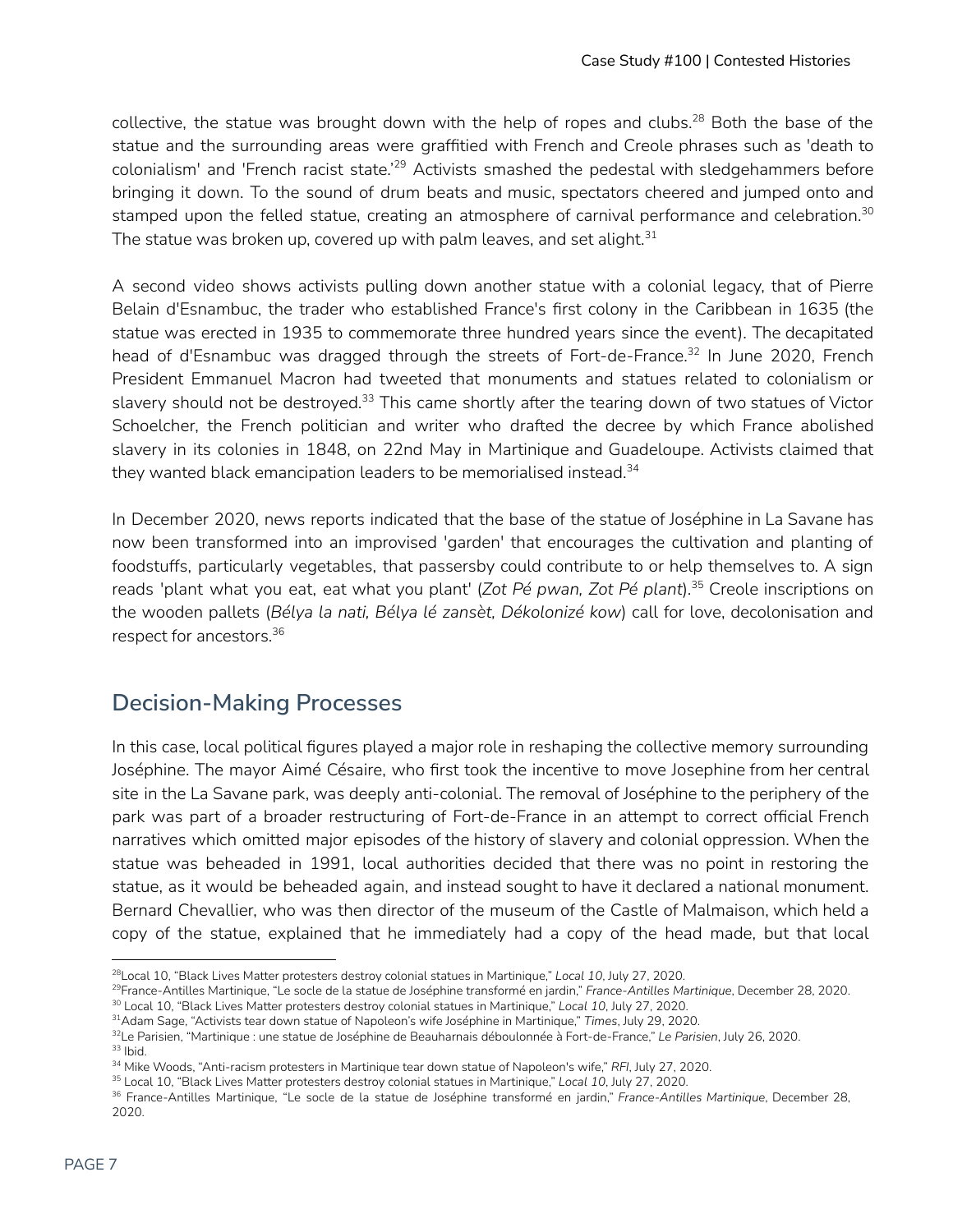collective, the statue was brought down with the help of ropes and clubs.[28] Both the base of the statue and the surrounding areas were graffitied with French and Creole phrases such as 'death to colonialism' and 'French racist state.'[29] Activists smashed the pedestal with sledgehammers before bringing it down. To the sound of drum beats and music, spectators cheered and jumped onto and stamped upon the felled statue, creating an atmosphere of carnival performance and celebration.[30] The statue was broken up, covered up with palm leaves, and set alight.[31]

A second video shows activists pulling down another statue with a colonial legacy, that of Pierre Belain d'Esnambuc, the trader who established France's first colony in the Caribbean in 1635 (the statue was erected in 1935 to commemorate three hundred years since the event). The decapitated head of d'Esnambuc was dragged through the streets of Fort-de-France.[32] In June 2020, French President Emmanuel Macron had tweeted that monuments and statues related to colonialism or slavery should not be destroyed.[33] This came shortly after the tearing down of two statues of Victor Schoelcher, the French politician and writer who drafted the decree by which France abolished slavery in its colonies in 1848, on 22nd May in Martinique and Guadeloupe. Activists claimed that they wanted black emancipation leaders to be memorialised instead.[34]

In December 2020, news reports indicated that the base of the statue of Joséphine in La Savane has now been transformed into an improvised 'garden' that encourages the cultivation and planting of foodstuffs, particularly vegetables, that passersby could contribute to or help themselves to. A sign reads 'plant what you eat, eat what you plant' (*Zot Pé pwan, Zot Pé plant*).[35] Creole inscriptions on the wooden pallets (*Bélya la nati, Bélya lé zansèt, Dékolonizé kow*) call for love, decolonisation and respect for ancestors.[36]

## Decision-Making Processes

In this case, local political figures played a major role in reshaping the collective memory surrounding Joséphine. The mayor Aimé Césaire, who first took the incentive to move Josephine from her central site in the La Savane park, was deeply anti-colonial. The removal of Joséphine to the periphery of the park was part of a broader restructuring of Fort-de-France in an attempt to correct official French narratives which omitted major episodes of the history of slavery and colonial oppression. When the statue was beheaded in 1991, local authorities decided that there was no point in restoring the statue, as it would be beheaded again, and instead sought to have it declared a national monument. Bernard Chevallier, who was then director of the museum of the Castle of Malmaison, which held a copy of the statue, explained that he immediately had a copy of the head made, but that local

---

[28] Local 10, "Black Lives Matter protesters destroy colonial statues in Martinique," *Local 10*, July 27, 2020.
[29] France-Antilles Martinique, "Le socle de la statue de Joséphine transformé en jardin," *France-Antilles Martinique*, December 28, 2020.
[30] Local 10, "Black Lives Matter protesters destroy colonial statues in Martinique," *Local 10*, July 27, 2020.
[31] Adam Sage, "Activists tear down statue of Napoleon's wife Joséphine in Martinique," *Times*, July 29, 2020.
[32] Le Parisien, "Martinique : une statue de Joséphine de Beauharnais déboulonnée à Fort-de-France," *Le Parisien*, July 26, 2020.
[33] Ibid.
[34] Mike Woods, "Anti-racism protesters in Martinique tear down statue of Napoleon's wife," *RFI*, July 27, 2020.
[35] Local 10, "Black Lives Matter protesters destroy colonial statues in Martinique," *Local 10*, July 27, 2020.
[36] France-Antilles Martinique, "Le socle de la statue de Joséphine transformé en jardin," *France-Antilles Martinique*, December 28, 2020.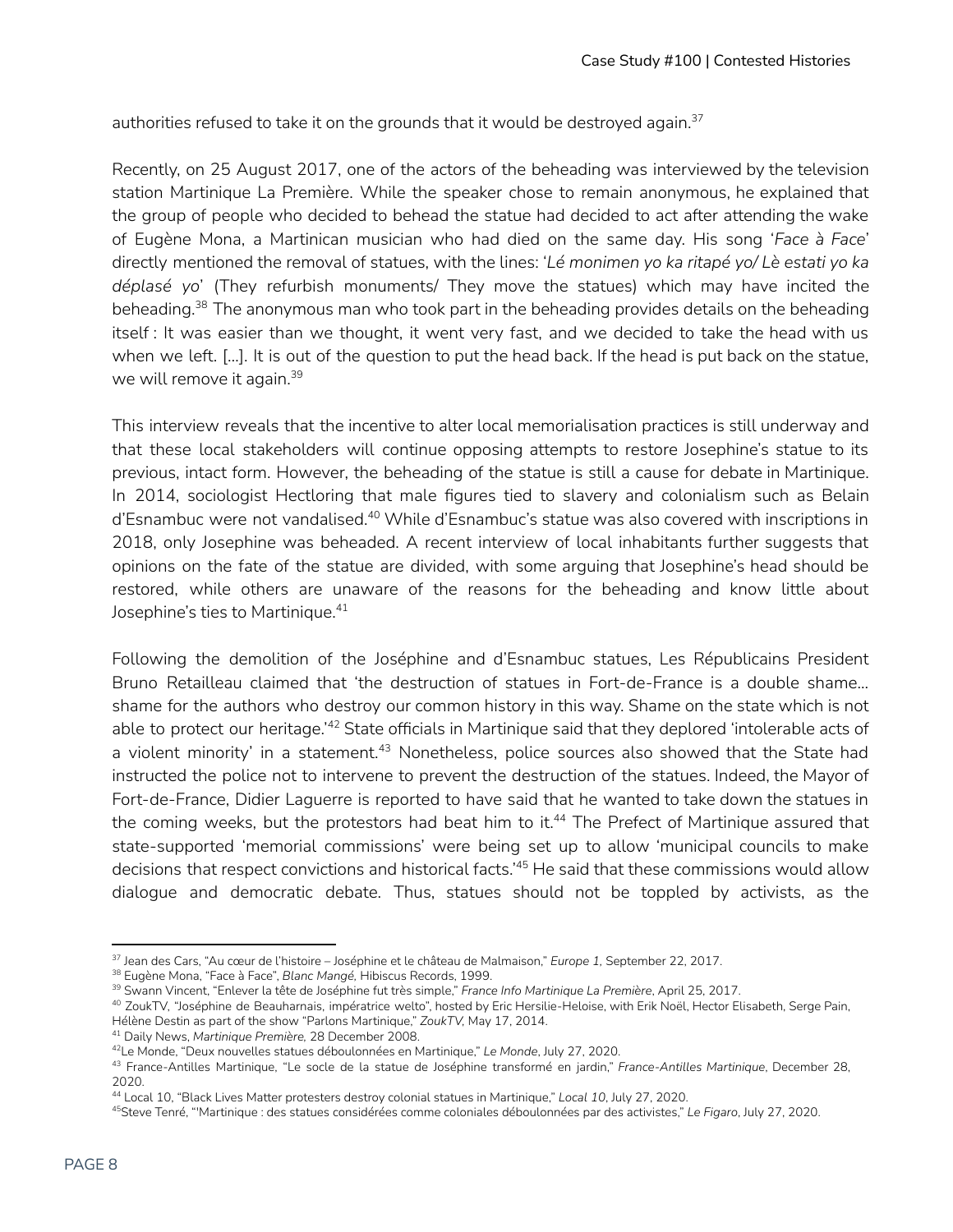authorities refused to take it on the grounds that it would be destroyed again.[37]

Recently, on 25 August 2017, one of the actors of the beheading was interviewed by the television station Martinique La Première. While the speaker chose to remain anonymous, he explained that the group of people who decided to behead the statue had decided to act after attending the wake of Eugène Mona, a Martinican musician who had died on the same day. His song '*Face à Face*' directly mentioned the removal of statues, with the lines: '*Lé monimen yo ka ritapé yo/ Lè estati yo ka déplasé yo*' (They refurbish monuments/ They move the statues) which may have incited the beheading.[38] The anonymous man who took part in the beheading provides details on the beheading itself : It was easier than we thought, it went very fast, and we decided to take the head with us when we left. [...]. It is out of the question to put the head back. If the head is put back on the statue, we will remove it again.[39]

This interview reveals that the incentive to alter local memorialisation practices is still underway and that these local stakeholders will continue opposing attempts to restore Josephine's statue to its previous, intact form. However, the beheading of the statue is still a cause for debate in Martinique. In 2014, sociologist Hectloring that male figures tied to slavery and colonialism such as Belain d'Esnambuc were not vandalised.[40] While d'Esnambuc's statue was also covered with inscriptions in 2018, only Josephine was beheaded. A recent interview of local inhabitants further suggests that opinions on the fate of the statue are divided, with some arguing that Josephine's head should be restored, while others are unaware of the reasons for the beheading and know little about Josephine's ties to Martinique.[41]

Following the demolition of the Joséphine and d'Esnambuc statues, Les Républicains President Bruno Retailleau claimed that 'the destruction of statues in Fort-de-France is a double shame... shame for the authors who destroy our common history in this way. Shame on the state which is not able to protect our heritage.'[42] State officials in Martinique said that they deplored 'intolerable acts of a violent minority' in a statement.[43] Nonetheless, police sources also showed that the State had instructed the police not to intervene to prevent the destruction of the statues. Indeed, the Mayor of Fort-de-France, Didier Laguerre is reported to have said that he wanted to take down the statues in the coming weeks, but the protestors had beat him to it.[44] The Prefect of Martinique assured that state-supported 'memorial commissions' were being set up to allow 'municipal councils to make decisions that respect convictions and historical facts.'[45] He said that these commissions would allow dialogue and democratic debate. Thus, statues should not be toppled by activists, as the

---

[37] Jean des Cars, "Au cœur de l'histoire – Joséphine et le château de Malmaison," *Europe 1*, September 22, 2017.

[38] Eugène Mona, "Face à Face", *Blanc Mangé*, Hibiscus Records, 1999.

[39] Swann Vincent, "Enlever la tête de Joséphine fut très simple," *France Info Martinique La Première*, April 25, 2017.

[40] ZoukTV, "Joséphine de Beauharnais, impératrice welto", hosted by Eric Hersilie-Heloise, with Erik Noël, Hector Elisabeth, Serge Pain, Hélène Destin as part of the show "Parlons Martinique," *ZoukTV*, May 17, 2014.

[41] Daily News, *Martinique Première*, 28 December 2008.

[42] Le Monde, "Deux nouvelles statues déboulonnées en Martinique," *Le Monde*, July 27, 2020.

[43] France-Antilles Martinique, "Le socle de la statue de Joséphine transformé en jardin," *France-Antilles Martinique*, December 28, 2020.

[44] Local 10, "Black Lives Matter protesters destroy colonial statues in Martinique," *Local 10*, July 27, 2020.

[45] Steve Tenré, "'Martinique : des statues considérées comme coloniales déboulonnées par des activistes," *Le Figaro*, July 27, 2020.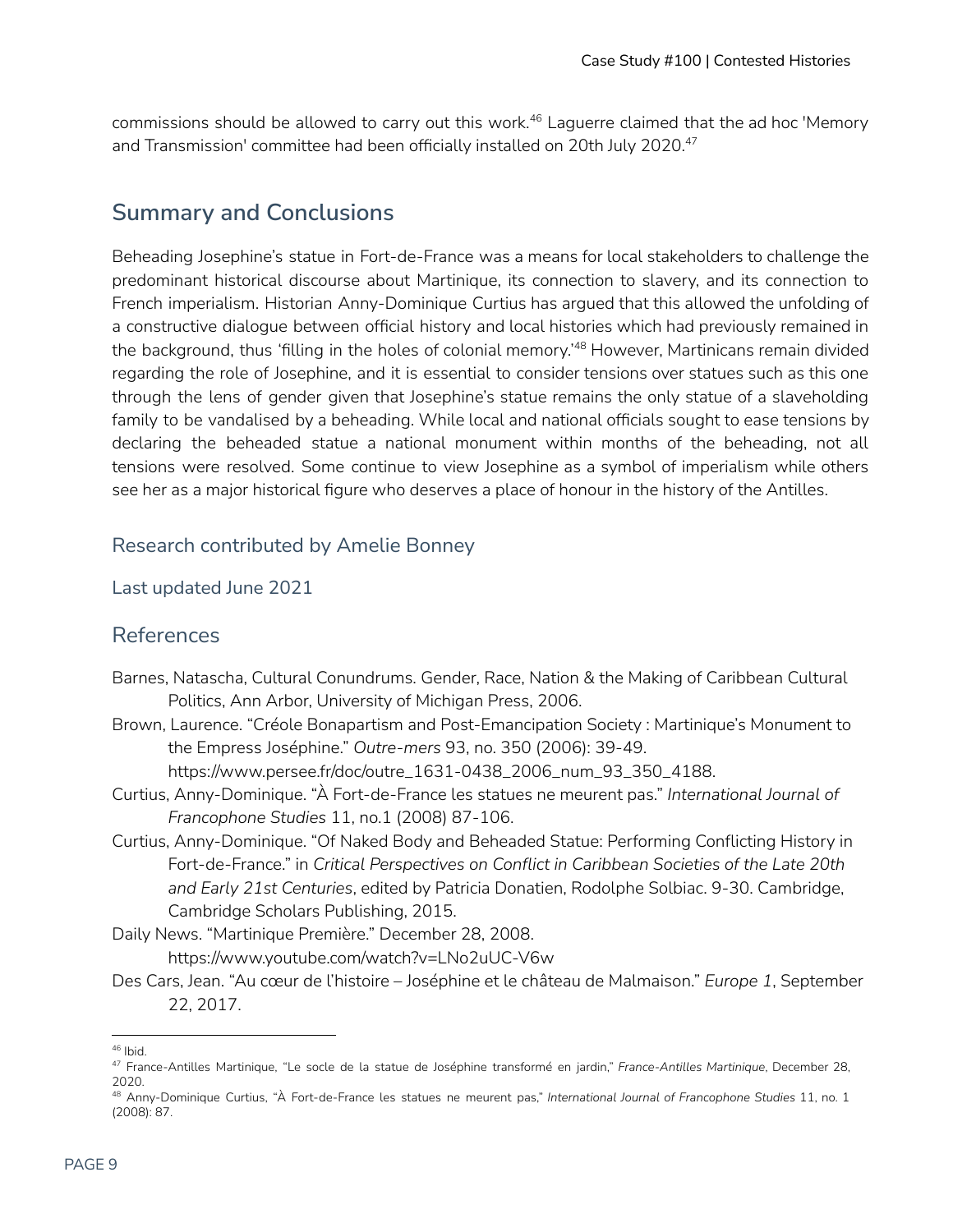commissions should be allowed to carry out this work.[46] Laguerre claimed that the ad hoc 'Memory and Transmission' committee had been officially installed on 20th July 2020.[47]

## Summary and Conclusions

Beheading Josephine's statue in Fort-de-France was a means for local stakeholders to challenge the predominant historical discourse about Martinique, its connection to slavery, and its connection to French imperialism. Historian Anny-Dominique Curtius has argued that this allowed the unfolding of a constructive dialogue between official history and local histories which had previously remained in the background, thus 'filling in the holes of colonial memory.'[48] However, Martinicans remain divided regarding the role of Josephine, and it is essential to consider tensions over statues such as this one through the lens of gender given that Josephine's statue remains the only statue of a slaveholding family to be vandalised by a beheading. While local and national officials sought to ease tensions by declaring the beheaded statue a national monument within months of the beheading, not all tensions were resolved. Some continue to view Josephine as a symbol of imperialism while others see her as a major historical figure who deserves a place of honour in the history of the Antilles.

### Research contributed by Amelie Bonney

Last updated June 2021

## References

Barnes, Natascha, Cultural Conundrums. Gender, Race, Nation & the Making of Caribbean Cultural Politics, Ann Arbor, University of Michigan Press, 2006.

Brown, Laurence. "Créole Bonapartism and Post-Emancipation Society : Martinique's Monument to the Empress Joséphine." *Outre-mers* 93, no. 350 (2006): 39-49. https://www.persee.fr/doc/outre_1631-0438_2006_num_93_350_4188.

Curtius, Anny-Dominique. "À Fort-de-France les statues ne meurent pas." *International Journal of Francophone Studies* 11, no.1 (2008) 87-106.

Curtius, Anny-Dominique. "Of Naked Body and Beheaded Statue: Performing Conflicting History in Fort-de-France." in *Critical Perspectives on Conflict in Caribbean Societies of the Late 20th and Early 21st Centuries*, edited by Patricia Donatien, Rodolphe Solbiac. 9-30. Cambridge, Cambridge Scholars Publishing, 2015.

Daily News. "Martinique Première." December 28, 2008. https://www.youtube.com/watch?v=LNo2uUC-V6w

Des Cars, Jean. "Au cœur de l'histoire – Joséphine et le château de Malmaison." *Europe 1*, September 22, 2017.

---

[46] Ibid.

[47] France-Antilles Martinique, "Le socle de la statue de Joséphine transformé en jardin," *France-Antilles Martinique*, December 28, 2020.

[48] Anny-Dominique Curtius, "À Fort-de-France les statues ne meurent pas," *International Journal of Francophone Studies* 11, no. 1 (2008): 87.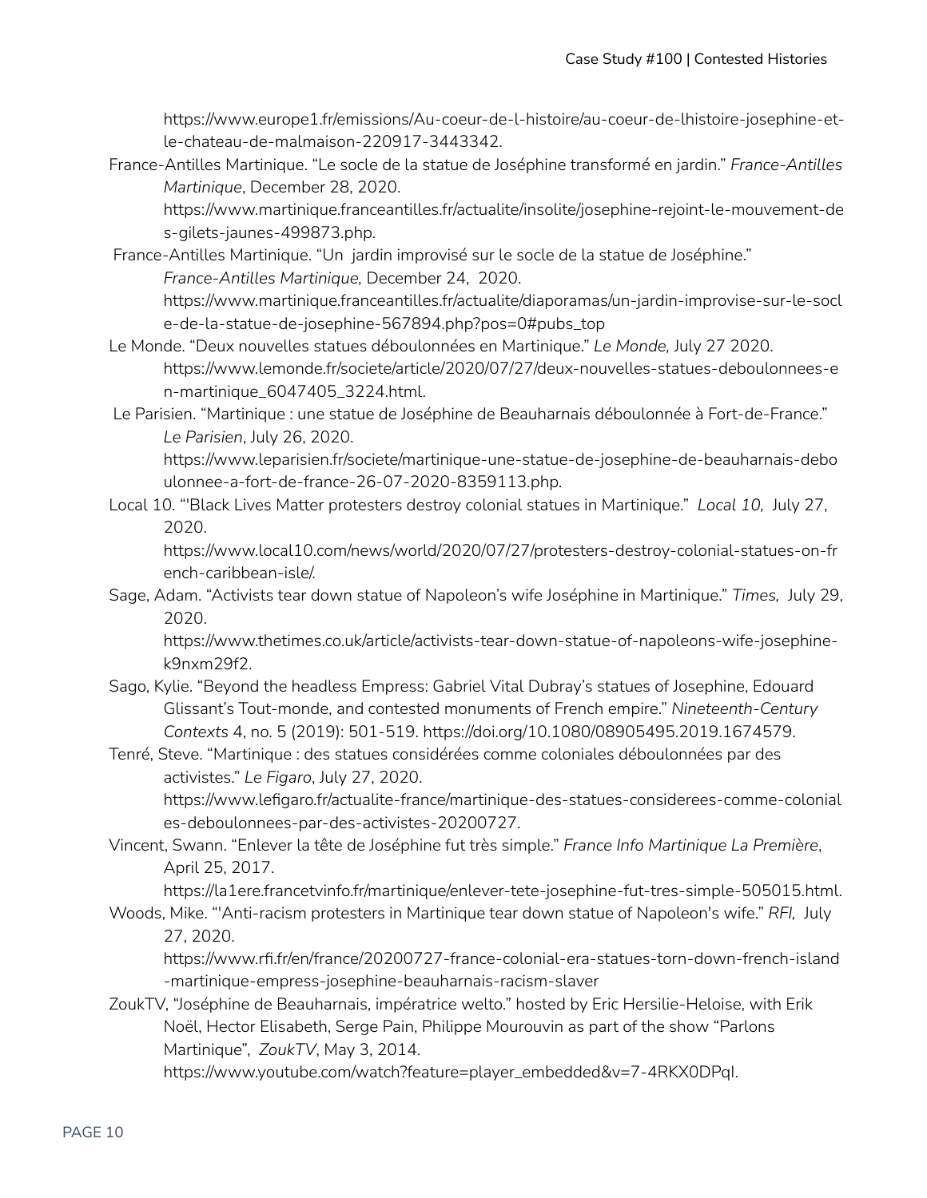https://www.europe1.fr/emissions/Au-coeur-de-l-histoire/au-coeur-de-lhistoire-josephine-et-le-chateau-de-malmaison-220917-3443342.

France-Antilles Martinique. "Le socle de la statue de Joséphine transformé en jardin." *France-Antilles Martinique*, December 28, 2020. https://www.martinique.franceantilles.fr/actualite/insolite/josephine-rejoint-le-mouvement-des-gilets-jaunes-499873.php.

France-Antilles Martinique. "Un jardin improvisé sur le socle de la statue de Joséphine." *France-Antilles Martinique,* December 24, 2020. https://www.martinique.franceantilles.fr/actualite/diaporamas/un-jardin-improvise-sur-le-socle-de-la-statue-de-josephine-567894.php?pos=0#pubs_top

Le Monde. "Deux nouvelles statues déboulonnées en Martinique." *Le Monde,* July 27 2020. https://www.lemonde.fr/societe/article/2020/07/27/deux-nouvelles-statues-deboulonnees-en-martinique_6047405_3224.html.

Le Parisien. "Martinique : une statue de Joséphine de Beauharnais déboulonnée à Fort-de-France." *Le Parisien*, July 26, 2020. https://www.leparisien.fr/societe/martinique-une-statue-de-josephine-de-beauharnais-deboulonnee-a-fort-de-france-26-07-2020-8359113.php.

Local 10. "'Black Lives Matter protesters destroy colonial statues in Martinique." *Local 10,* July 27, 2020. https://www.local10.com/news/world/2020/07/27/protesters-destroy-colonial-statues-on-french-caribbean-isle/.

Sage, Adam. "Activists tear down statue of Napoleon's wife Joséphine in Martinique." *Times,* July 29, 2020. https://www.thetimes.co.uk/article/activists-tear-down-statue-of-napoleons-wife-josephine-k9nxm29f2.

Sago, Kylie. "Beyond the headless Empress: Gabriel Vital Dubray's statues of Josephine, Edouard Glissant's Tout-monde, and contested monuments of French empire." *Nineteenth-Century Contexts* 4, no. 5 (2019): 501-519. https://doi.org/10.1080/08905495.2019.1674579.

Tenré, Steve. "Martinique : des statues considérées comme coloniales déboulonnées par des activistes." *Le Figaro*, July 27, 2020. https://www.lefigaro.fr/actualite-france/martinique-des-statues-considerees-comme-coloniales-deboulonnees-par-des-activistes-20200727.

Vincent, Swann. "Enlever la tête de Joséphine fut très simple." *France Info Martinique La Première*, April 25, 2017. https://la1ere.francetvinfo.fr/martinique/enlever-tete-josephine-fut-tres-simple-505015.html.

Woods, Mike. "'Anti-racism protesters in Martinique tear down statue of Napoleon's wife." *RFI,* July 27, 2020. https://www.rfi.fr/en/france/20200727-france-colonial-era-statues-torn-down-french-island-martinique-empress-josephine-beauharnais-racism-slaver

ZoukTV, "Joséphine de Beauharnais, impératrice welto." hosted by Eric Hersilie-Heloise, with Erik Noël, Hector Elisabeth, Serge Pain, Philippe Mourouvin as part of the show "Parlons Martinique", *ZoukTV*, May 3, 2014. https://www.youtube.com/watch?feature=player_embedded&v=7-4RKX0DPqI.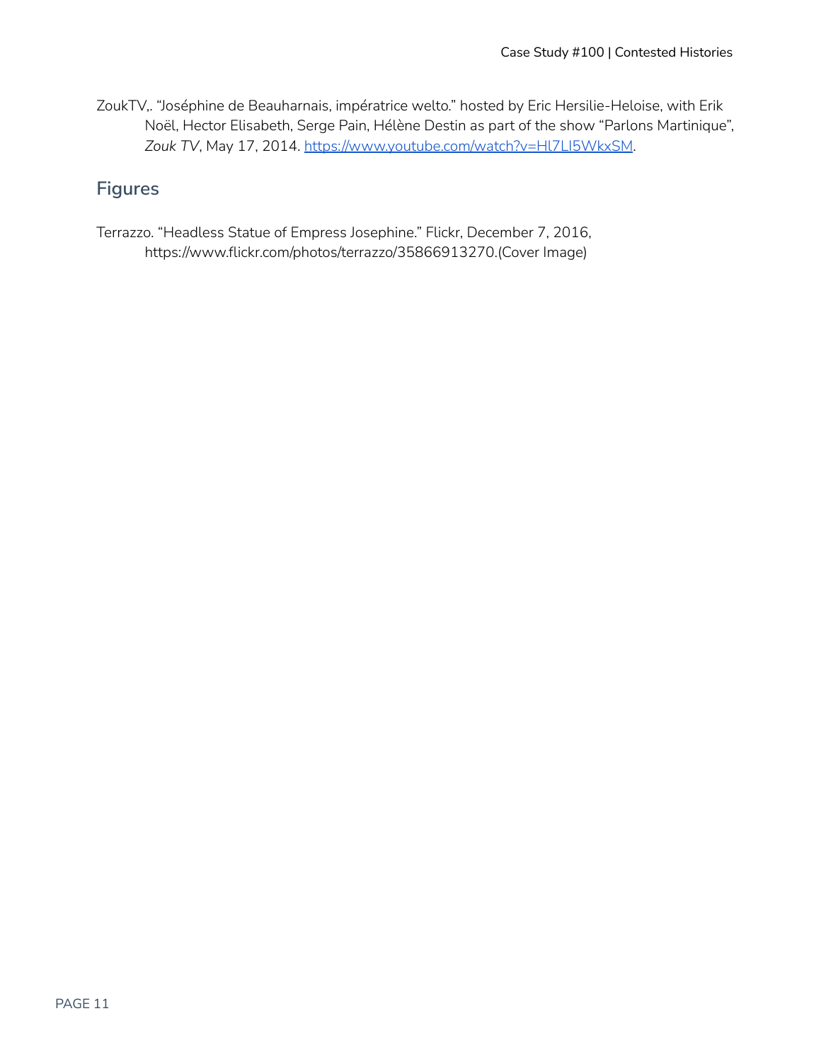ZoukTV,. "Joséphine de Beauharnais, impératrice welto." hosted by Eric Hersilie-Heloise, with Erik Noël, Hector Elisabeth, Serge Pain, Hélène Destin as part of the show "Parlons Martinique", *Zouk TV*, May 17, 2014. https://www.youtube.com/watch?v=Hl7LI5WkxSM.

## Figures

Terrazzo. "Headless Statue of Empress Josephine." Flickr, December 7, 2016, https://www.flickr.com/photos/terrazzo/35866913270.(Cover Image)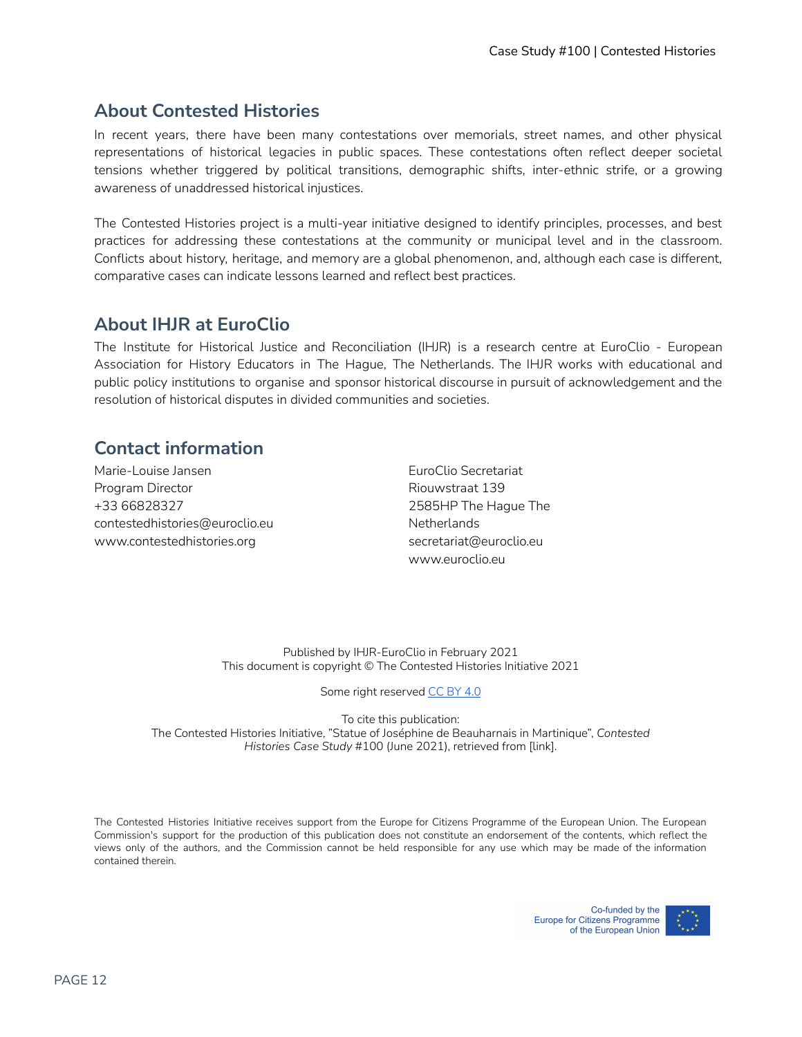## About Contested Histories

In recent years, there have been many contestations over memorials, street names, and other physical representations of historical legacies in public spaces. These contestations often reflect deeper societal tensions whether triggered by political transitions, demographic shifts, inter-ethnic strife, or a growing awareness of unaddressed historical injustices.

The Contested Histories project is a multi-year initiative designed to identify principles, processes, and best practices for addressing these contestations at the community or municipal level and in the classroom. Conflicts about history, heritage, and memory are a global phenomenon, and, although each case is different, comparative cases can indicate lessons learned and reflect best practices.

## About IHJR at EuroClio

The Institute for Historical Justice and Reconciliation (IHJR) is a research centre at EuroClio - European Association for History Educators in The Hague, The Netherlands. The IHJR works with educational and public policy institutions to organise and sponsor historical discourse in pursuit of acknowledgement and the resolution of historical disputes in divided communities and societies.

## Contact information

Marie-Louise Jansen
Program Director
+33 66828327
contestedhistories@euroclio.eu
www.contestedhistories.org

EuroClio Secretariat
Riouwstraat 139
2585HP The Hague The Netherlands
secretariat@euroclio.eu
www.euroclio.eu

Published by IHJR-EuroClio in February 2021
This document is copyright © The Contested Histories Initiative 2021

Some right reserved CC BY 4.0

To cite this publication:
The Contested Histories Initiative, "Statue of Joséphine de Beauharnais in Martinique", *Contested Histories Case Study* #100 (June 2021), retrieved from [link].

The Contested Histories Initiative receives support from the Europe for Citizens Programme of the European Union. The European Commission's support for the production of this publication does not constitute an endorsement of the contents, which reflect the views only of the authors, and the Commission cannot be held responsible for any use which may be made of the information contained therein.

Co-funded by the Europe for Citizens Programme of the European Union